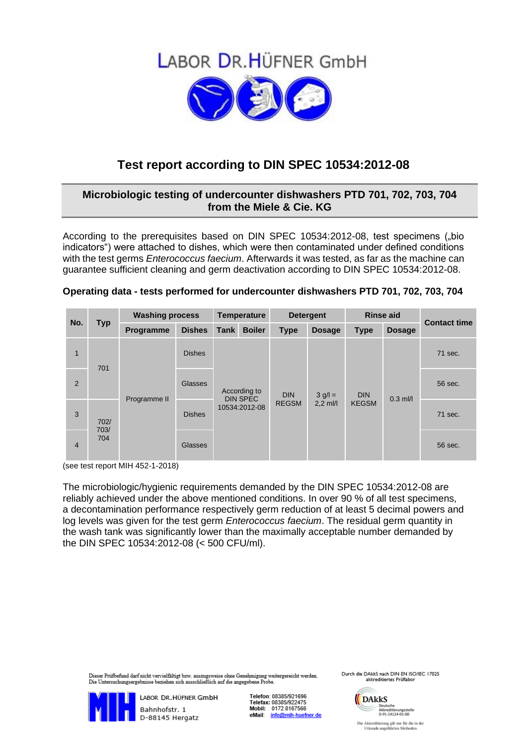# LABOR DR.HÜFNER GmbH

## Test report according to DIN SPEC 10534:2012-08

### Microbiologic testing of undercounter dishwashers PTD 701, 702, 703, 704 from the Miele & Cie. KG

According to the prerequisites based on DIN SPEC 10534:2012-08, test specimens („bio indicators“) were attached to dishes, which were then contaminated under defined conditions with the test germs *Enterococcus faecium*. Afterwards it was tested, as far as the machine can guarantee sufficient cleaning and germ deactivation according to DIN SPEC 10534:2012-08.

**Operating data - tests performed for undercounter dishwashers PTD 701, 702, 703, 704**

| No. | Typ | Washing process | | Temperature | | Detergent | | Rinse aid | | Contact time |
|---|---|---|---|---|---|---|---|---|---|---|
| | | Programme | Dishes | Tank | Boiler | Type | Dosage | Type | Dosage | |
| 1 | 701 | Programme II | Dishes | According to DIN SPEC 10534:2012-08 | | DIN REGSM | 3 g/l = 2,2 ml/l | DIN KEGSM | 0.3 ml/l | 71 sec. |
| 2 | | | Glasses | | | | | | | 56 sec. |
| 3 | 702/ 703/ 704 | | Dishes | | | | | | | 71 sec. |
| 4 | | | Glasses | | | | | | | 56 sec. |

(see test report MIH 452-1-2018)

The microbiologic/hygienic requirements demanded by the DIN SPEC 10534:2012-08 are reliably achieved under the above mentioned conditions. In over 90 % of all test specimens, a decontamination performance respectively germ reduction of at least 5 decimal powers and log levels was given for the test germ *Enterococcus faecium*. The residual germ quantity in the wash tank was significantly lower than the maximally acceptable number demanded by the DIN SPEC 10534:2012-08 (< 500 CFU/ml).

Dieser Prüfbefund darf nicht vervielfältigt bzw. auszugsweise ohne Genehmigung weitergereicht werden.
Die Untersuchungsergebnisse beziehen sich ausschließlich auf die angegebene Probe.

LABOR DR.HÜFNER GmbH
Bahnhofstr. 1
D-88145 Hergatz

**Telefon**: 08385/921696
**Telefax:** 08385/922475
**Mobil:** 0172 8167566
**eMail**: info@mih-huefner.de

Durch die DAkkS nach DIN EN ISO/IEC 17025 akkreditiertes Prüflabor

DAkkS Deutsche Akkreditierungsstelle D-PL-14124-01-00

Die Akkreditierung gilt nur für die in der Urkunde angeführten Methoden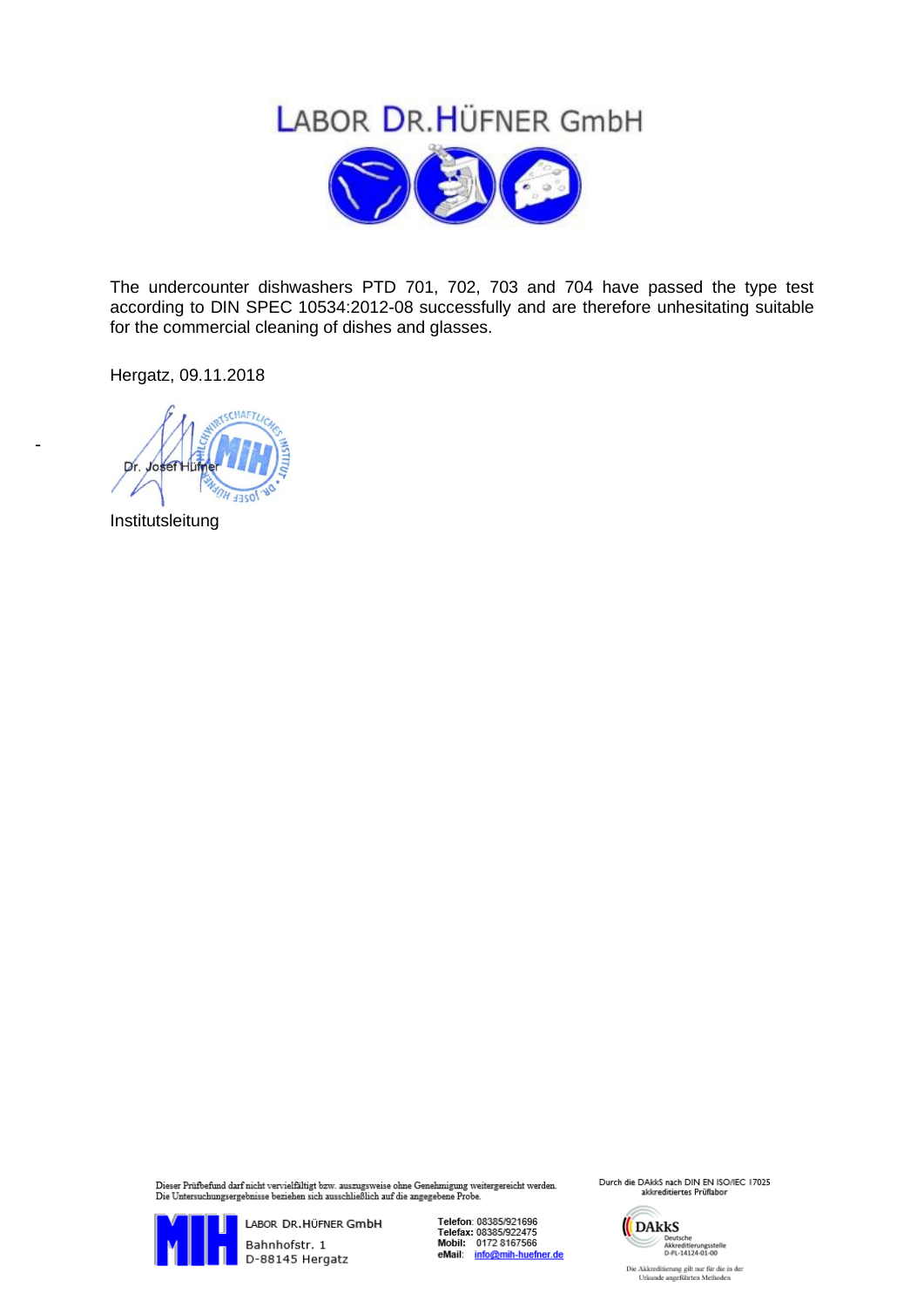# LABOR DR.HÜFNER GmbH

The undercounter dishwashers PTD 701, 702, 703 and 704 have passed the type test according to DIN SPEC 10534:2012-08 successfully and are therefore unhesitating suitable for the commercial cleaning of dishes and glasses.

Hergatz, 09.11.2018

Dr. Josef Hüfner

Institutsleitung

Dieser Prüfbefund darf nicht vervielfältigt bzw. auszugsweise ohne Genehmigung weitergereicht werden.
Die Untersuchungsergebnisse beziehen sich ausschließlich auf die angegebene Probe.

LABOR DR.HÜFNER GmbH
Bahnhofstr. 1
D-88145 Hergatz

**Telefon**: 08385/921696
**Telefax:** 08385/922475
**Mobil:** 0172 8167566
**eMail**: info@mih-huefner.de

Durch die DAkkS nach DIN EN ISO/IEC 17025 akkreditiertes Prüflabor

DAkkS Deutsche Akkreditierungsstelle D-PL-14124-01-00

Die Akkreditierung gilt nur für die in der Urkunde angeführten Methoden